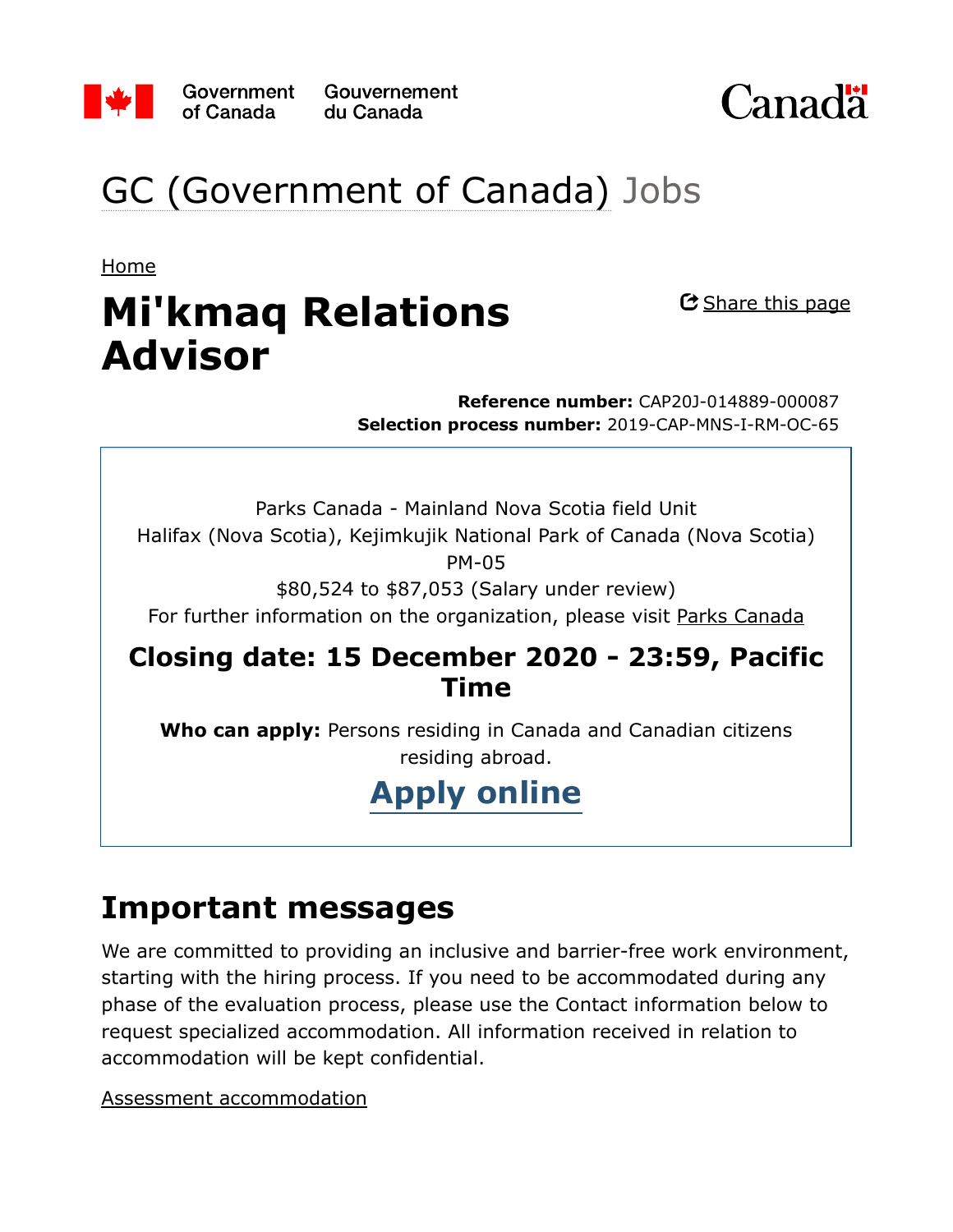Government of Canada Gouvernement du Canada

Canada

# GC (Government of Canada) Jobs

Home

# Mi'kmaq Relations Advisor

Share this page

**Reference number:** CAP20J-014889-000087
**Selection process number:** 2019-CAP-MNS-I-RM-OC-65

Parks Canada - Mainland Nova Scotia field Unit
Halifax (Nova Scotia), Kejimkujik National Park of Canada (Nova Scotia)
PM-05
$80,524 to $87,053 (Salary under review)
For further information on the organization, please visit Parks Canada

## Closing date: 15 December 2020 - 23:59, Pacific Time

**Who can apply:** Persons residing in Canada and Canadian citizens residing abroad.

**Apply online**

## Important messages

We are committed to providing an inclusive and barrier-free work environment, starting with the hiring process. If you need to be accommodated during any phase of the evaluation process, please use the Contact information below to request specialized accommodation. All information received in relation to accommodation will be kept confidential.

Assessment accommodation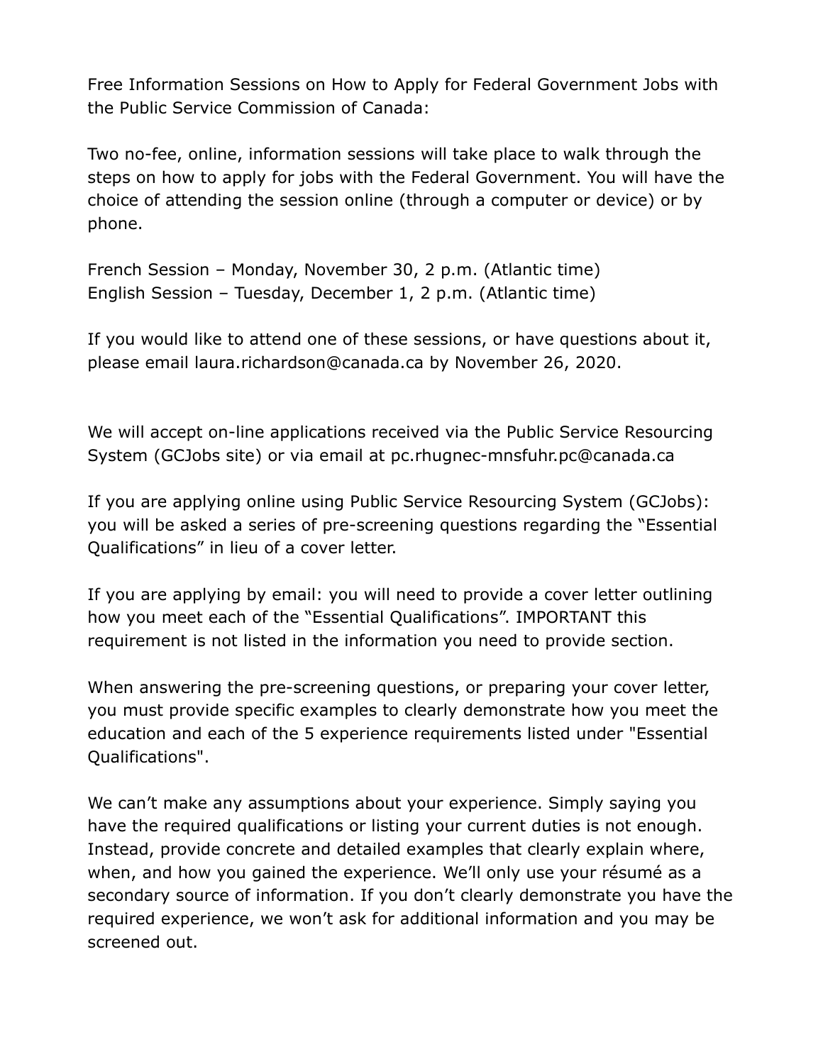Free Information Sessions on How to Apply for Federal Government Jobs with the Public Service Commission of Canada:

Two no-fee, online, information sessions will take place to walk through the steps on how to apply for jobs with the Federal Government. You will have the choice of attending the session online (through a computer or device) or by phone.

French Session – Monday, November 30, 2 p.m. (Atlantic time)
English Session – Tuesday, December 1, 2 p.m. (Atlantic time)

If you would like to attend one of these sessions, or have questions about it, please email laura.richardson@canada.ca by November 26, 2020.

We will accept on-line applications received via the Public Service Resourcing System (GCJobs site) or via email at pc.rhugnec-mnsfuhr.pc@canada.ca

If you are applying online using Public Service Resourcing System (GCJobs): you will be asked a series of pre-screening questions regarding the "Essential Qualifications" in lieu of a cover letter.

If you are applying by email: you will need to provide a cover letter outlining how you meet each of the "Essential Qualifications". IMPORTANT this requirement is not listed in the information you need to provide section.

When answering the pre-screening questions, or preparing your cover letter, you must provide specific examples to clearly demonstrate how you meet the education and each of the 5 experience requirements listed under "Essential Qualifications".

We can't make any assumptions about your experience. Simply saying you have the required qualifications or listing your current duties is not enough. Instead, provide concrete and detailed examples that clearly explain where, when, and how you gained the experience. We'll only use your résumé as a secondary source of information. If you don't clearly demonstrate you have the required experience, we won't ask for additional information and you may be screened out.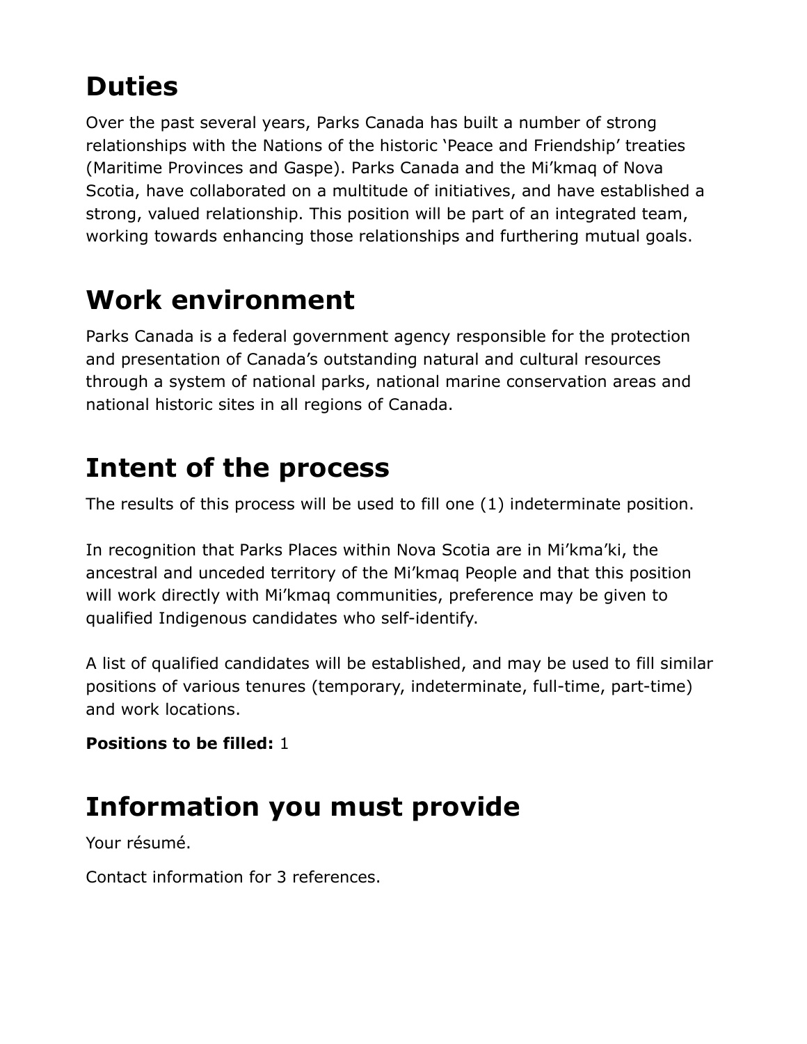## Duties

Over the past several years, Parks Canada has built a number of strong relationships with the Nations of the historic ‘Peace and Friendship’ treaties (Maritime Provinces and Gaspe). Parks Canada and the Mi’kmaq of Nova Scotia, have collaborated on a multitude of initiatives, and have established a strong, valued relationship. This position will be part of an integrated team, working towards enhancing those relationships and furthering mutual goals.

## Work environment

Parks Canada is a federal government agency responsible for the protection and presentation of Canada’s outstanding natural and cultural resources through a system of national parks, national marine conservation areas and national historic sites in all regions of Canada.

## Intent of the process

The results of this process will be used to fill one (1) indeterminate position.

In recognition that Parks Places within Nova Scotia are in Mi’kma’ki, the ancestral and unceded territory of the Mi’kmaq People and that this position will work directly with Mi’kmaq communities, preference may be given to qualified Indigenous candidates who self-identify.

A list of qualified candidates will be established, and may be used to fill similar positions of various tenures (temporary, indeterminate, full-time, part-time) and work locations.

**Positions to be filled:** 1

## Information you must provide

Your résumé.

Contact information for 3 references.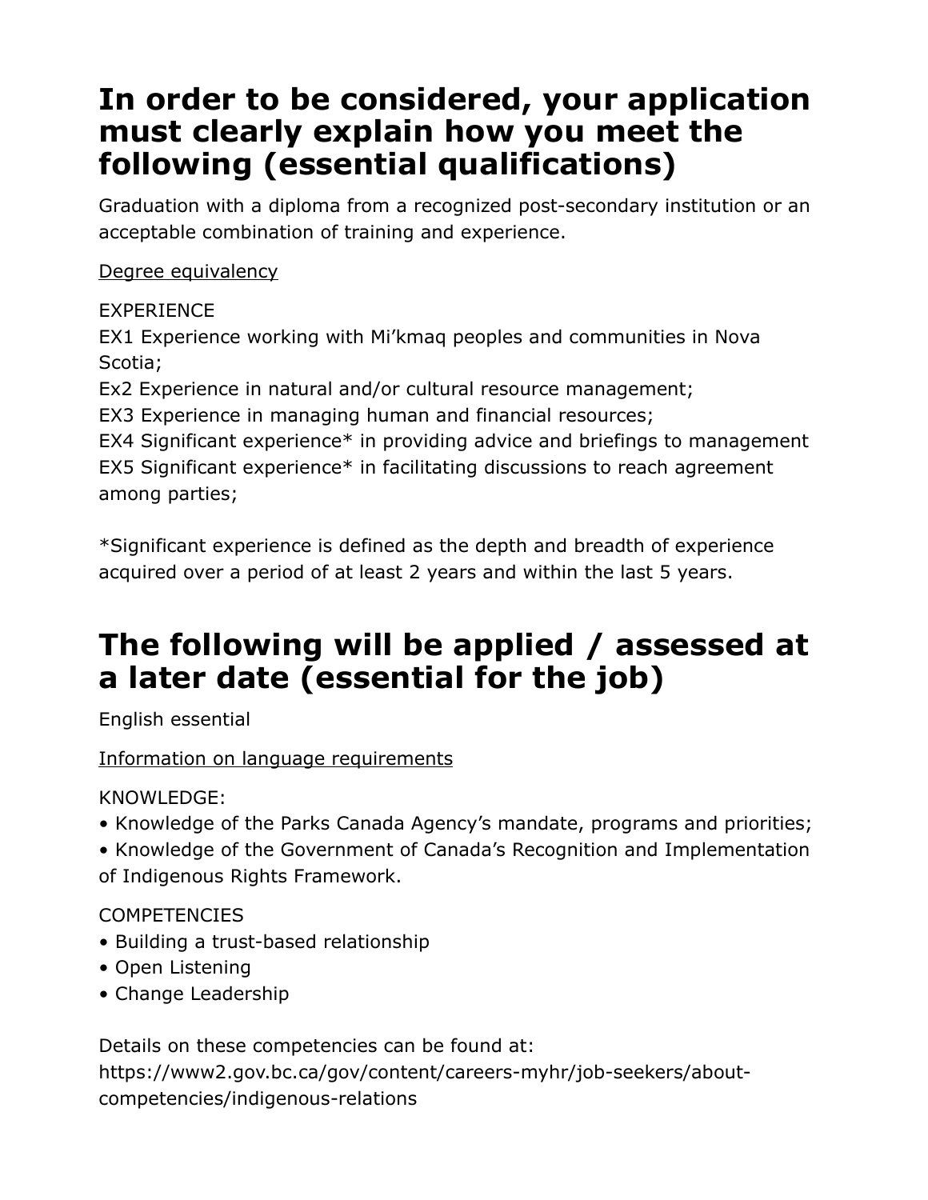# In order to be considered, your application must clearly explain how you meet the following (essential qualifications)

Graduation with a diploma from a recognized post-secondary institution or an acceptable combination of training and experience.

Degree equivalency

EXPERIENCE
EX1 Experience working with Mi'kmaq peoples and communities in Nova Scotia;
Ex2 Experience in natural and/or cultural resource management;
EX3 Experience in managing human and financial resources;
EX4 Significant experience* in providing advice and briefings to management
EX5 Significant experience* in facilitating discussions to reach agreement among parties;

*Significant experience is defined as the depth and breadth of experience acquired over a period of at least 2 years and within the last 5 years.

# The following will be applied / assessed at a later date (essential for the job)

English essential

Information on language requirements

KNOWLEDGE:
- Knowledge of the Parks Canada Agency's mandate, programs and priorities;
- Knowledge of the Government of Canada's Recognition and Implementation of Indigenous Rights Framework.

COMPETENCIES
- Building a trust-based relationship
- Open Listening
- Change Leadership

Details on these competencies can be found at:
https://www2.gov.bc.ca/gov/content/careers-myhr/job-seekers/about-competencies/indigenous-relations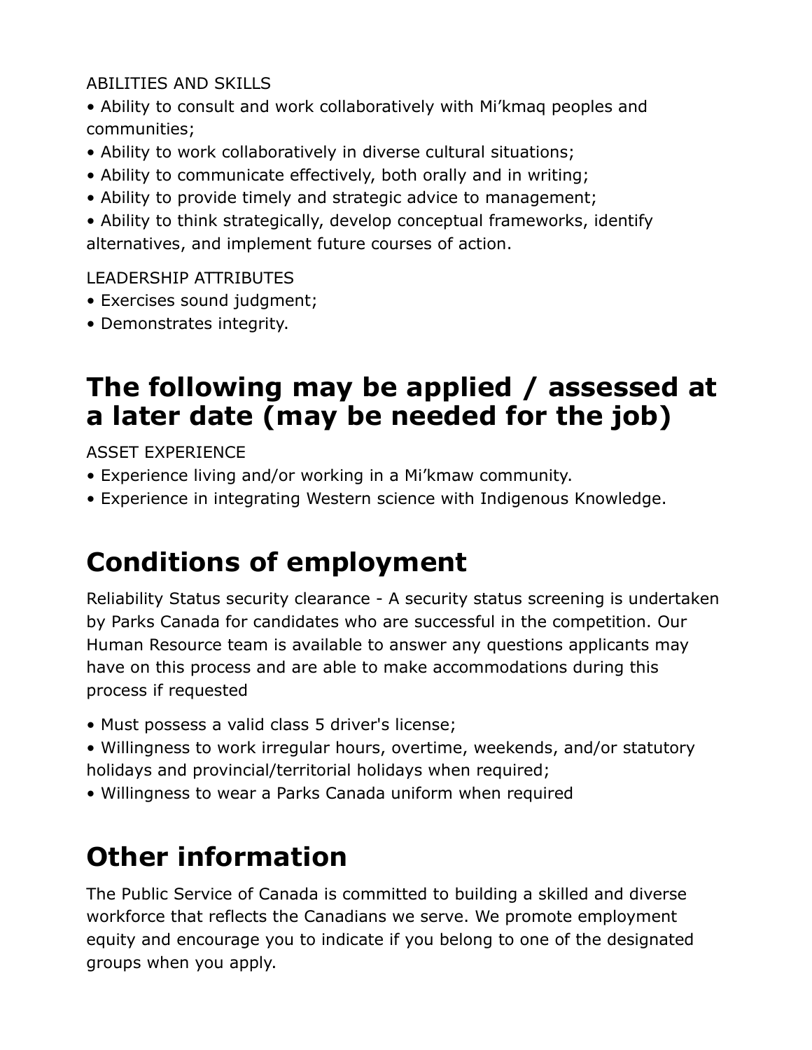ABILITIES AND SKILLS

- Ability to consult and work collaboratively with Mi'kmaq peoples and communities;
- Ability to work collaboratively in diverse cultural situations;
- Ability to communicate effectively, both orally and in writing;
- Ability to provide timely and strategic advice to management;
- Ability to think strategically, develop conceptual frameworks, identify alternatives, and implement future courses of action.

LEADERSHIP ATTRIBUTES

- Exercises sound judgment;
- Demonstrates integrity.

## The following may be applied / assessed at a later date (may be needed for the job)

ASSET EXPERIENCE

- Experience living and/or working in a Mi'kmaw community.
- Experience in integrating Western science with Indigenous Knowledge.

## Conditions of employment

Reliability Status security clearance - A security status screening is undertaken by Parks Canada for candidates who are successful in the competition. Our Human Resource team is available to answer any questions applicants may have on this process and are able to make accommodations during this process if requested

- Must possess a valid class 5 driver's license;
- Willingness to work irregular hours, overtime, weekends, and/or statutory holidays and provincial/territorial holidays when required;
- Willingness to wear a Parks Canada uniform when required

## Other information

The Public Service of Canada is committed to building a skilled and diverse workforce that reflects the Canadians we serve. We promote employment equity and encourage you to indicate if you belong to one of the designated groups when you apply.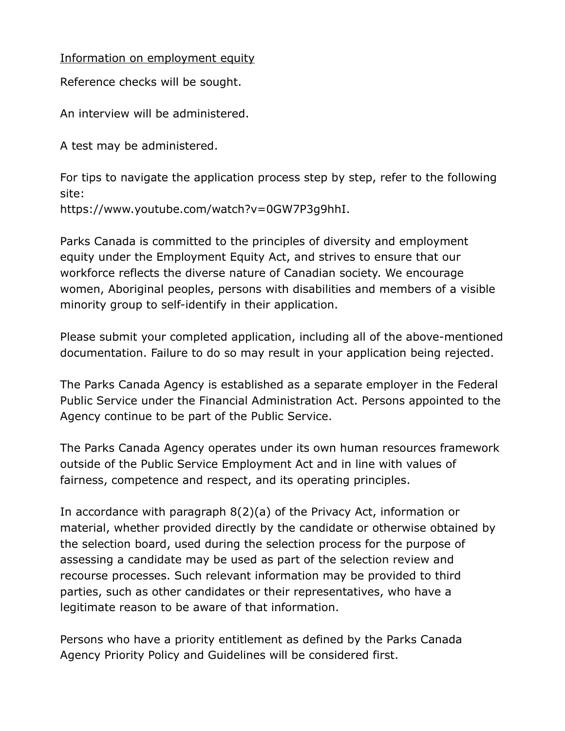<u>Information on employment equity</u>

Reference checks will be sought.

An interview will be administered.

A test may be administered.

For tips to navigate the application process step by step, refer to the following site:
https://www.youtube.com/watch?v=0GW7P3g9hhI.

Parks Canada is committed to the principles of diversity and employment equity under the Employment Equity Act, and strives to ensure that our workforce reflects the diverse nature of Canadian society. We encourage women, Aboriginal peoples, persons with disabilities and members of a visible minority group to self-identify in their application.

Please submit your completed application, including all of the above-mentioned documentation. Failure to do so may result in your application being rejected.

The Parks Canada Agency is established as a separate employer in the Federal Public Service under the Financial Administration Act. Persons appointed to the Agency continue to be part of the Public Service.

The Parks Canada Agency operates under its own human resources framework outside of the Public Service Employment Act and in line with values of fairness, competence and respect, and its operating principles.

In accordance with paragraph 8(2)(a) of the Privacy Act, information or material, whether provided directly by the candidate or otherwise obtained by the selection board, used during the selection process for the purpose of assessing a candidate may be used as part of the selection review and recourse processes. Such relevant information may be provided to third parties, such as other candidates or their representatives, who have a legitimate reason to be aware of that information.

Persons who have a priority entitlement as defined by the Parks Canada Agency Priority Policy and Guidelines will be considered first.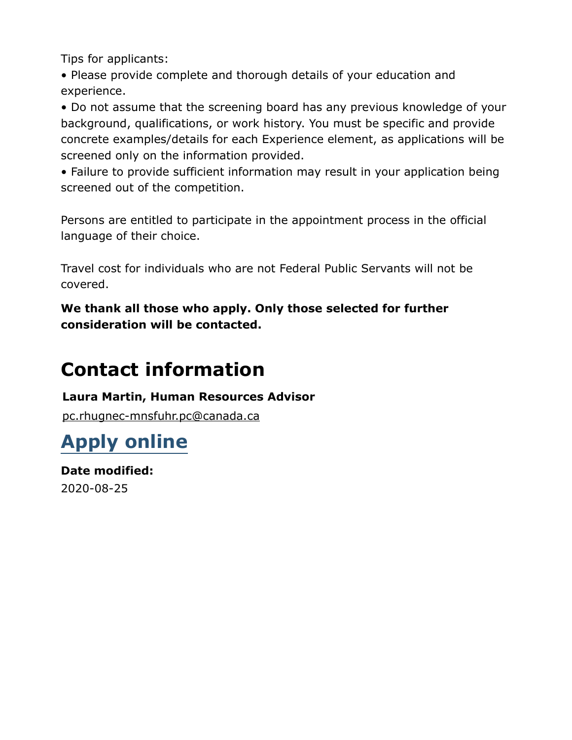Tips for applicants:

• Please provide complete and thorough details of your education and experience.

• Do not assume that the screening board has any previous knowledge of your background, qualifications, or work history. You must be specific and provide concrete examples/details for each Experience element, as applications will be screened only on the information provided.

• Failure to provide sufficient information may result in your application being screened out of the competition.

Persons are entitled to participate in the appointment process in the official language of their choice.

Travel cost for individuals who are not Federal Public Servants will not be covered.

**We thank all those who apply. Only those selected for further consideration will be contacted.**

## Contact information

**Laura Martin, Human Resources Advisor**

pc.rhugnec-mnsfuhr.pc@canada.ca

## Apply online

**Date modified:**
2020-08-25